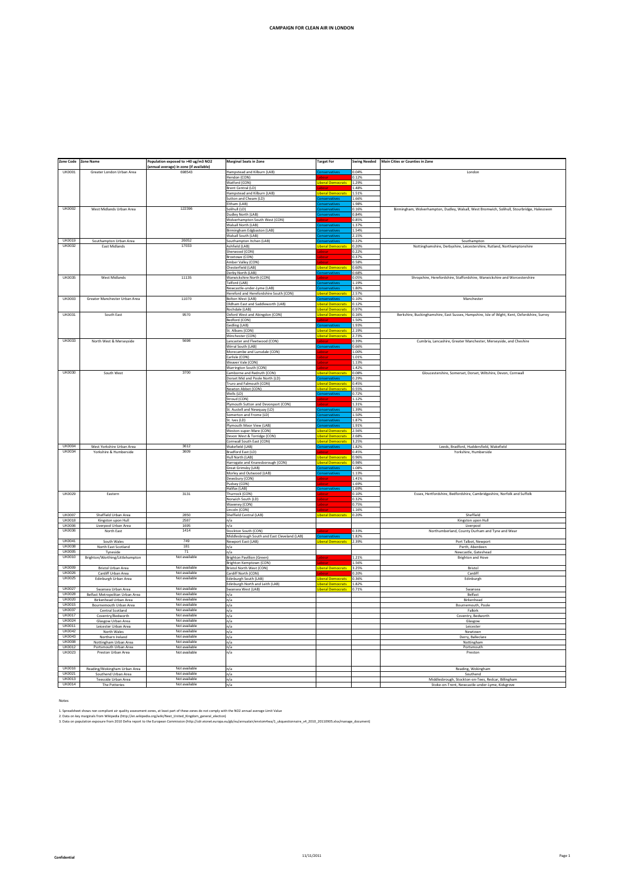# CAMPAIGN FOR CLEAN AIR IN LONDON

| Zone Code | Zone Name | Population exposed to >40 ug/m3 NO2 (annual average) in zone (if available) | Marginal Seats in Zone | Target For | Swing Needed | Main Cities or Counties in Zone |
|---|---|---|---|---|---|---|
| UK0001 | Greater London Urban Area | 698543 | Hampstead and Kilburn (LAB) | Conservatives | 0.04% | London |
| | | | Hendon (CON) | Labour | 0.12% | |
| | | | Watford (CON) | Liberal Democrats | 1.29% | |
| | | | Brent Central (LD) | Labour | 1.48% | |
| | | | Hampstead and Kilburn (LAB) | Liberal Democrats | 1.51% | |
| | | | Sutton and Cheam (LD) | Conservatives | 1.66% | |
| | | | Eltham (LAB) | Conservatives | 1.98% | |
| UK0002 | West Midlands Urban Area | 122396 | Solihull (LD) | Conservatives | 0.16% | Birmingham, Wolverhampton, Dudley, Walsall, West Bromwich, Solihull, Stourbridge, Halesowen |
| | | | Dudley North (LAB) | Conservatives | 0.84% | |
| | | | Wolverhampton South West (CON) | Labour | 0.85% | |
| | | | Walsall North (LAB) | Conservatives | 1.37% | |
| | | | Birmingham Edgbaston (LAB) | Conservatives | 1.54% | |
| | | | Walsall South (LAB) | Conservatives | 2.15% | |
| UK0019 | Southampton Urban Area | 26052 | Southampton Itchen (LAB) | Conservatives | 0.22% | Southampton |
| UK0032 | East Midlands | 17033 | Ashfield (LAB) | Liberal Democrats | 0.20% | Nottinghamshire, Derbyshire, Leicestershire, Rutland, Northamptonshire |
| | | | Sherwood (CON) | Labour | 0.22% | |
| | | | Broxtowe (CON) | Labour | 0.37% | |
| | | | Amber Valley (CON) | Labour | 0.58% | |
| | | | Chesterfield (LAB) | Liberal Democrats | 0.60% | |
| | | | Derby North (LAB) | Conservatives | 0.68% | |
| UK0035 | West Midlands | 11135 | Warwickshire North (CON) | Labour | 0.05% | Shropshire, Herefordshire, Staffordshire, Warwickshire and Worcestershire |
| | | | Telford (LAB) | Conservatives | 1.19% | |
| | | | Newcastle-under-Lyme (LAB) | Conservatives | 1.80% | |
| | | | Hereford and Herefordshire South (CON) | Liberal Democrats | 2.57% | |
| UK0003 | Greater Manchester Urban Area | 11070 | Bolton West (LAB) | Conservatives | 0.10% | Manchester |
| | | | Oldham East and Saddleworth (LAB) | Liberal Democrats | 0.12% | |
| | | | Rochdale (LAB) | Liberal Democrats | 0.97% | |
| UK0031 | South East | 9570 | Oxford West and Abingdon (CON) | Liberal Democrats | 0.16% | Berkshire, Buckinghamshire, East Sussex, Hampshire, Isle of Wight, Kent, Oxfordshire, Surrey |
| | | | Bedford (CON) | Labour | 1.50% | |
| | | | Gedling (LAB) | Conservatives | 1.93% | |
| | | | St. Albans (CON) | Liberal Democrats | 2.19% | |
| | | | Winchester (CON) | Liberal Democrats | 2.73% | |
| UK0033 | North West & Merseyside | 5698 | Lancaster and Fleetwood (CON) | Labour | 0.39% | Cumbria, Lancashire, Greater Manchester, Merseyside, and Cheshire |
| | | | Wirral South (LAB) | Conservatives | 0.66% | |
| | | | Morecambe and Lunsdale (CON) | Labour | 1.00% | |
| | | | Carlisle (CON) | Labour | 1.01% | |
| | | | Weaver Vale (CON) | Labour | 1.13% | |
| | | | Warrington South (CON) | Labour | 1.42% | |
| UK0030 | South West | 3700 | Camborne and Redruth (CON) | Liberal Democrats | 0.08% | Gloucestershire, Somerset, Dorset, Wiltshire, Devon, Cornwall |
| | | | Dorset Mid and Poole North (LD) | Conservatives | 0.29% | |
| | | | Truro and Falmouth (CON) | Liberal Democrats | 0.45% | |
| | | | Newton Abbot (CON) | Liberal Democrats | 0.55% | |
| | | | Wells (LD) | Conservatives | 0.72% | |
| | | | Stroud (CON) | Labour | 1.12% | |
| | | | Plymouth Sutton and Devonport (CON) | Labour | 1.31% | |
| | | | St. Austell and Newquay (LD) | Conservatives | 1.39% | |
| | | | Somerton and Frome (LD) | Conservatives | 1.50% | |
| | | | St. Ives (LD) | Conservatives | 1.87% | |
| | | | Plymouth Moor View (LAB) | Conservatives | 1.91% | |
| | | | Weston-super-Mare (CON) | Liberal Democrats | 2.56% | |
| | | | Devon West & Torridge (CON) | Liberal Democrats | 2.68% | |
| | | | Cornwall South East (CON) | Liberal Democrats | 3.25% | |
| UK0004 | West Yorkshire Urban Area | 3612 | Wakefield (LAB) | Conservatives | 1.82% | Leeds, Bradford, Huddersfield, Wakefield |
| UK0034 | Yorkshire & Humberside | 3609 | Bradford East (LD) | Labour | 0.45% | Yorkshire, Humberside |
| | | | Hull North (LAB) | Liberal Democrats | 0.96% | |
| | | | Harrogate and Knaresborough (CON) | Liberal Democrats | 0.98% | |
| | | | Great Grimsby (LAB) | Conservatives | 1.08% | |
| | | | Morley and Outwood (LAB) | Conservatives | 1.13% | |
| | | | Dewsbury (CON) | Labour | 1.41% | |
| | | | Pudsey (CON) | Labour | 1.69% | |
| | | | Halifax (LAB) | Conservatives | 1.69% | |
| UK0029 | Eastern | 3131 | Thurrock (CON) | Labour | 0.10% | Essex, Hertfordshire, Bedfordshire, Cambridgeshire, Norfolk and Suffolk |
| | | | Norwich South (LD) | Labour | 0.32% | |
| | | | Waveney (CON) | Labour | 0.75% | |
| | | | Lincoln (CON) | Labour | 1.16% | |
| UK0007 | Sheffield Urban Area | 2850 | Sheffield Central (LAB) | Liberal Democrats | 0.20% | Sheffield |
| UK0018 | Kingston upon Hull | 2587 | n/a | | | Kingston upon Hull |
| UK0006 | Liverpool Urban Area | 1695 | n/a | | | Liverpool |
| UK0036 | North East | 1414 | Stockton South (CON) | Labour | 0.33% | Northumberland, County Durham and Tyne and Wear |
| | | | Middlesbrough South and East Cleveland (LAB) | Conservatives | 1.82% | |
| UK0041 | South Wales | 749 | Newport East (LAB) | Liberal Democrats | 2.39% | Port Talbot, Newport |
| UK0038 | North East Scotland | 181 | n/a | | | Perth, Aberdeen |
| UK0005 | Tyneside | 71 | n/a | | | Newcastle, Gateshead |
| UK0010 | Brighton/Worthing/Littlehampton | Not available | Brighton Pavillion (Green) | Labour | 1.21% | Brighton and Hove |
| | | | Brighton Kemptown (CON) | Labour | 1.56% | |
| UK0009 | Bristol Urban Area | Not available | Bristol North West (CON) | Liberal Democrats | 3.25% | Bristol |
| UK0026 | Cardiff Urban Area | Not available | Cardiff North (CON) | Labour | 0.20% | Cardiff |
| UK0025 | Edinburgh Urban Area | Not available | Edinburgh South (LAB) | Liberal Democrats | 0.36% | Edinburgh |
| | | | Edinburgh North and Leith (LAB) | Liberal Democrats | 1.82% | |
| UK0027 | Swansea Urban Area | Not available | Swansea West (LAB) | Liberal Democrats | 0.71% | Swansea |
| UK0028 | Belfast Metropolitan Urban Area | Not available | n/a | | | Belfast |
| UK0020 | Birkenhead Urban Area | Not available | n/a | | | Birkenhead |
| UK0015 | Bournemouth Urban Area | Not available | n/a | | | Bournemouth, Poole |
| UK0037 | Central Scotland | Not available | n/a | | | Falkirk |
| UK0017 | Coventry/Bedworth | Not available | n/a | | | Coventry, Bedworth |
| UK0024 | Glasgow Urban Area | Not available | n/a | | | Glasgow |
| UK0011 | Leicester Urban Area | Not available | n/a | | | Leicester |
| UK0042 | North Wales | Not available | n/a | | | Newtown |
| UK0043 | Northern Ireland | Not available | n/a | | | Derry, Ballieclare |
| UK0008 | Nottingham Urban Area | Not available | n/a | | | Nottingham |
| UK0012 | Portsmouth Urban Area | Not available | n/a | | | Portsmouth |
| UK0023 | Preston Urban Area | Not available | n/a | | | Preston |
| UK0016 | Reading/Wokingham Urban Area | Not available | n/a | | | Reading, Wokingham |
| UK0021 | Southend Urban Area | Not available | n/a | | | Southend |
| UK0013 | Teesside Urban Area | Not available | n/a | | | Middlesbrough, Stockton-on-Tees, Redcar, Billingham |
| UK0014 | The Potteries | Not available | n/a | | | Stoke-on-Trent, Newcastle-under-Lyme, Kidsgrove |

Notes

1. Spreadsheet shows non compliant air quality assessment zones, at least part of these zones do not comply with the NO2 annual average Limit Value
2. Data on key marginals from Wikipedia (http://en.wikipedia.org/wiki/Next_United_Kingdom_general_election)
3. Data on population exposure from 2010 Defra report to the European Commission (http://cdr.eionet.europa.eu/gb/eu/annualair/envtom4wa/1_ukquestionnaire_v4_2010_20110905.xlsx/manage_document)

Confidential

11/11/2011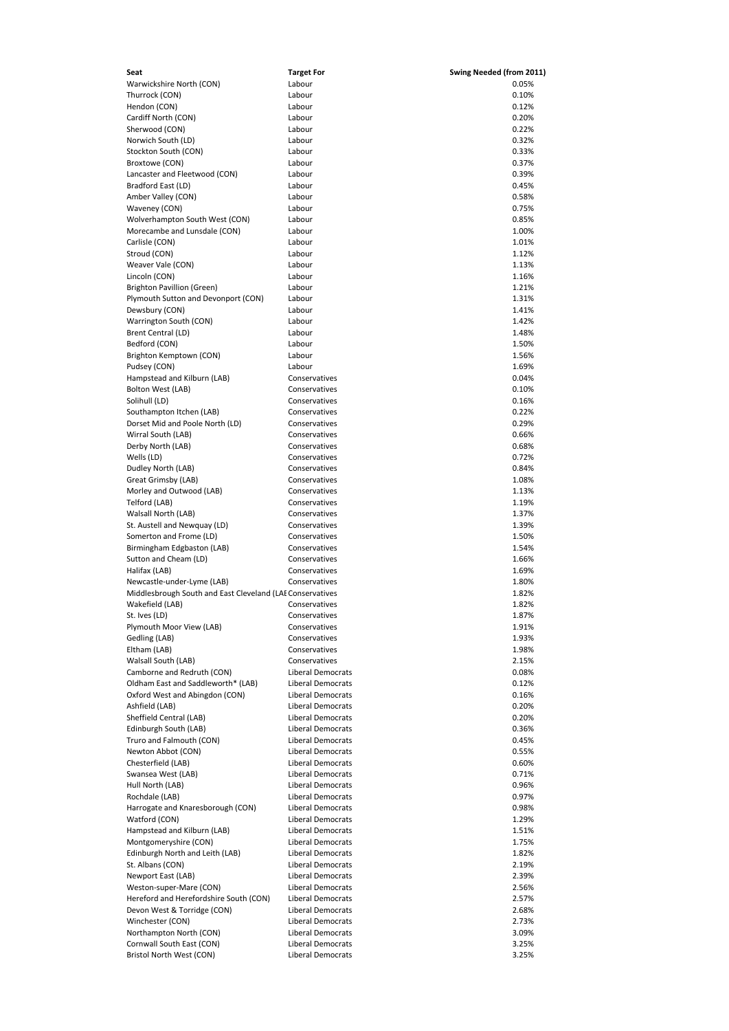| Seat | Target For | Swing Needed (from 2011) |
|---|---|---|
| Warwickshire North (CON) | Labour | 0.05% |
| Thurrock (CON) | Labour | 0.10% |
| Hendon (CON) | Labour | 0.12% |
| Cardiff North (CON) | Labour | 0.20% |
| Sherwood (CON) | Labour | 0.22% |
| Norwich South (LD) | Labour | 0.32% |
| Stockton South (CON) | Labour | 0.33% |
| Broxtowe (CON) | Labour | 0.37% |
| Lancaster and Fleetwood (CON) | Labour | 0.39% |
| Bradford East (LD) | Labour | 0.45% |
| Amber Valley (CON) | Labour | 0.58% |
| Waveney (CON) | Labour | 0.75% |
| Wolverhampton South West (CON) | Labour | 0.85% |
| Morecambe and Lunsdale (CON) | Labour | 1.00% |
| Carlisle (CON) | Labour | 1.01% |
| Stroud (CON) | Labour | 1.12% |
| Weaver Vale (CON) | Labour | 1.13% |
| Lincoln (CON) | Labour | 1.16% |
| Brighton Pavillion (Green) | Labour | 1.21% |
| Plymouth Sutton and Devonport (CON) | Labour | 1.31% |
| Dewsbury (CON) | Labour | 1.41% |
| Warrington South (CON) | Labour | 1.42% |
| Brent Central (LD) | Labour | 1.48% |
| Bedford (CON) | Labour | 1.50% |
| Brighton Kemptown (CON) | Labour | 1.56% |
| Pudsey (CON) | Labour | 1.69% |
| Hampstead and Kilburn (LAB) | Conservatives | 0.04% |
| Bolton West (LAB) | Conservatives | 0.10% |
| Solihull (LD) | Conservatives | 0.16% |
| Southampton Itchen (LAB) | Conservatives | 0.22% |
| Dorset Mid and Poole North (LD) | Conservatives | 0.29% |
| Wirral South (LAB) | Conservatives | 0.66% |
| Derby North (LAB) | Conservatives | 0.68% |
| Wells (LD) | Conservatives | 0.72% |
| Dudley North (LAB) | Conservatives | 0.84% |
| Great Grimsby (LAB) | Conservatives | 1.08% |
| Morley and Outwood (LAB) | Conservatives | 1.13% |
| Telford (LAB) | Conservatives | 1.19% |
| Walsall North (LAB) | Conservatives | 1.37% |
| St. Austell and Newquay (LD) | Conservatives | 1.39% |
| Somerton and Frome (LD) | Conservatives | 1.50% |
| Birmingham Edgbaston (LAB) | Conservatives | 1.54% |
| Sutton and Cheam (LD) | Conservatives | 1.66% |
| Halifax (LAB) | Conservatives | 1.69% |
| Newcastle-under-Lyme (LAB) | Conservatives | 1.80% |
| Middlesbrough South and East Cleveland (LAB | Conservatives | 1.82% |
| Wakefield (LAB) | Conservatives | 1.82% |
| St. Ives (LD) | Conservatives | 1.87% |
| Plymouth Moor View (LAB) | Conservatives | 1.91% |
| Gedling (LAB) | Conservatives | 1.93% |
| Eltham (LAB) | Conservatives | 1.98% |
| Walsall South (LAB) | Conservatives | 2.15% |
| Camborne and Redruth (CON) | Liberal Democrats | 0.08% |
| Oldham East and Saddleworth* (LAB) | Liberal Democrats | 0.12% |
| Oxford West and Abingdon (CON) | Liberal Democrats | 0.16% |
| Ashfield (LAB) | Liberal Democrats | 0.20% |
| Sheffield Central (LAB) | Liberal Democrats | 0.20% |
| Edinburgh South (LAB) | Liberal Democrats | 0.36% |
| Truro and Falmouth (CON) | Liberal Democrats | 0.45% |
| Newton Abbot (CON) | Liberal Democrats | 0.55% |
| Chesterfield (LAB) | Liberal Democrats | 0.60% |
| Swansea West (LAB) | Liberal Democrats | 0.71% |
| Hull North (LAB) | Liberal Democrats | 0.96% |
| Rochdale (LAB) | Liberal Democrats | 0.97% |
| Harrogate and Knaresborough (CON) | Liberal Democrats | 0.98% |
| Watford (CON) | Liberal Democrats | 1.29% |
| Hampstead and Kilburn (LAB) | Liberal Democrats | 1.51% |
| Montgomeryshire (CON) | Liberal Democrats | 1.75% |
| Edinburgh North and Leith (LAB) | Liberal Democrats | 1.82% |
| St. Albans (CON) | Liberal Democrats | 2.19% |
| Newport East (LAB) | Liberal Democrats | 2.39% |
| Weston-super-Mare (CON) | Liberal Democrats | 2.56% |
| Hereford and Herefordshire South (CON) | Liberal Democrats | 2.57% |
| Devon West & Torridge (CON) | Liberal Democrats | 2.68% |
| Winchester (CON) | Liberal Democrats | 2.73% |
| Northampton North (CON) | Liberal Democrats | 3.09% |
| Cornwall South East (CON) | Liberal Democrats | 3.25% |
| Bristol North West (CON) | Liberal Democrats | 3.25% |